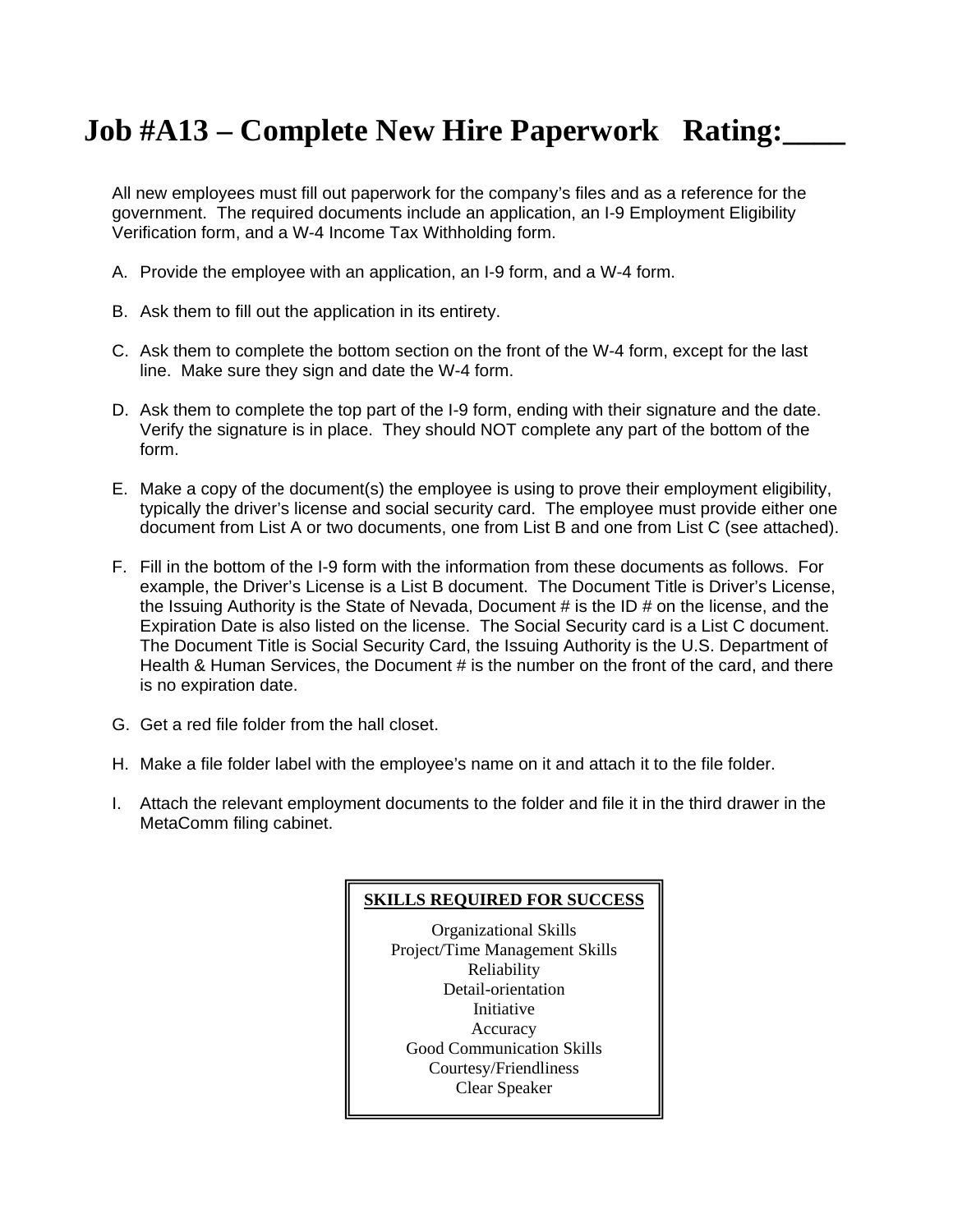# Job #A13 – Complete New Hire Paperwork   Rating:____

All new employees must fill out paperwork for the company's files and as a reference for the government. The required documents include an application, an I-9 Employment Eligibility Verification form, and a W-4 Income Tax Withholding form.

A. Provide the employee with an application, an I-9 form, and a W-4 form.

B. Ask them to fill out the application in its entirety.

C. Ask them to complete the bottom section on the front of the W-4 form, except for the last line. Make sure they sign and date the W-4 form.

D. Ask them to complete the top part of the I-9 form, ending with their signature and the date. Verify the signature is in place. They should NOT complete any part of the bottom of the form.

E. Make a copy of the document(s) the employee is using to prove their employment eligibility, typically the driver's license and social security card. The employee must provide either one document from List A or two documents, one from List B and one from List C (see attached).

F. Fill in the bottom of the I-9 form with the information from these documents as follows. For example, the Driver's License is a List B document. The Document Title is Driver's License, the Issuing Authority is the State of Nevada, Document # is the ID # on the license, and the Expiration Date is also listed on the license. The Social Security card is a List C document. The Document Title is Social Security Card, the Issuing Authority is the U.S. Department of Health & Human Services, the Document # is the number on the front of the card, and there is no expiration date.

G. Get a red file folder from the hall closet.

H. Make a file folder label with the employee's name on it and attach it to the file folder.

I. Attach the relevant employment documents to the folder and file it in the third drawer in the MetaComm filing cabinet.

**SKILLS REQUIRED FOR SUCCESS**

Organizational Skills
Project/Time Management Skills
Reliability
Detail-orientation
Initiative
Accuracy
Good Communication Skills
Courtesy/Friendliness
Clear Speaker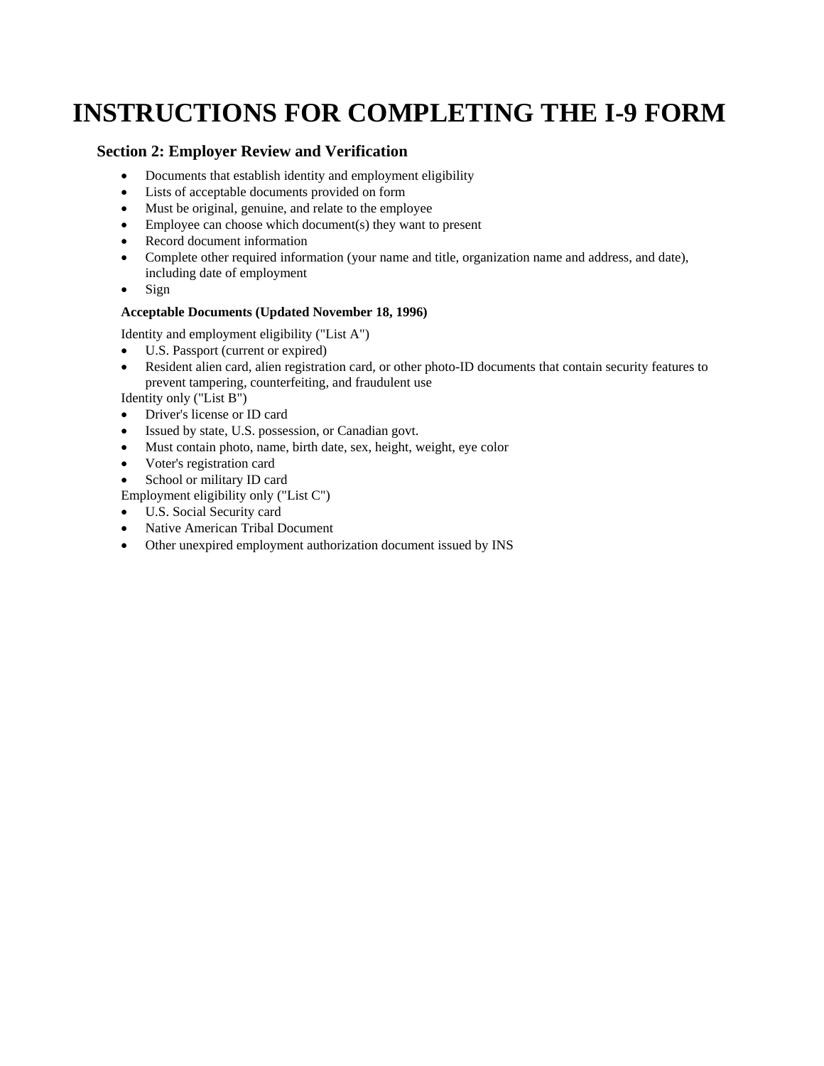# INSTRUCTIONS FOR COMPLETING THE I-9 FORM

## Section 2: Employer Review and Verification

- Documents that establish identity and employment eligibility
- Lists of acceptable documents provided on form
- Must be original, genuine, and relate to the employee
- Employee can choose which document(s) they want to present
- Record document information
- Complete other required information (your name and title, organization name and address, and date), including date of employment
- Sign

**Acceptable Documents (Updated November 18, 1996)**

Identity and employment eligibility ("List A")

- U.S. Passport (current or expired)
- Resident alien card, alien registration card, or other photo-ID documents that contain security features to prevent tampering, counterfeiting, and fraudulent use

Identity only ("List B")

- Driver's license or ID card
- Issued by state, U.S. possession, or Canadian govt.
- Must contain photo, name, birth date, sex, height, weight, eye color
- Voter's registration card
- School or military ID card

Employment eligibility only ("List C")

- U.S. Social Security card
- Native American Tribal Document
- Other unexpired employment authorization document issued by INS